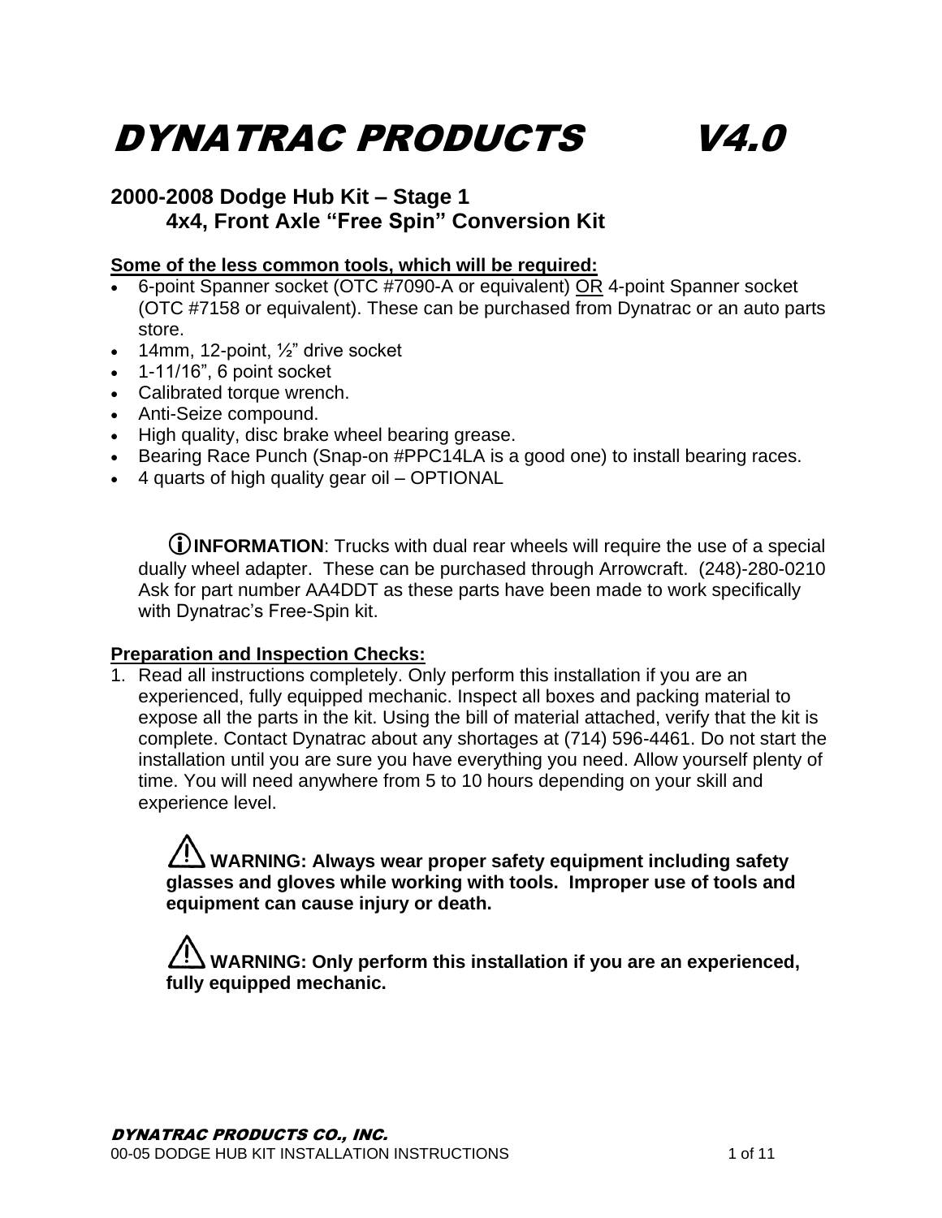# DYNATRAC PRODUCTS V4.0

## 2000-2008 Dodge Hub Kit – Stage 1
### 4x4, Front Axle "Free Spin" Conversion Kit

**Some of the less common tools, which will be required:**

- 6-point Spanner socket (OTC #7090-A or equivalent) OR 4-point Spanner socket (OTC #7158 or equivalent). These can be purchased from Dynatrac or an auto parts store.
- 14mm, 12-point, ½" drive socket
- 1-11/16", 6 point socket
- Calibrated torque wrench.
- Anti-Seize compound.
- High quality, disc brake wheel bearing grease.
- Bearing Race Punch (Snap-on #PPC14LA is a good one) to install bearing races.
- 4 quarts of high quality gear oil – OPTIONAL

ⓘ**INFORMATION**: Trucks with dual rear wheels will require the use of a special dually wheel adapter. These can be purchased through Arrowcraft. (248)-280-0210 Ask for part number AA4DDT as these parts have been made to work specifically with Dynatrac's Free-Spin kit.

**Preparation and Inspection Checks:**

1. Read all instructions completely. Only perform this installation if you are an experienced, fully equipped mechanic. Inspect all boxes and packing material to expose all the parts in the kit. Using the bill of material attached, verify that the kit is complete. Contact Dynatrac about any shortages at (714) 596-4461. Do not start the installation until you are sure you have everything you need. Allow yourself plenty of time. You will need anywhere from 5 to 10 hours depending on your skill and experience level.

   ⚠ **WARNING: Always wear proper safety equipment including safety glasses and gloves while working with tools. Improper use of tools and equipment can cause injury or death.**

   ⚠ **WARNING: Only perform this installation if you are an experienced, fully equipped mechanic.**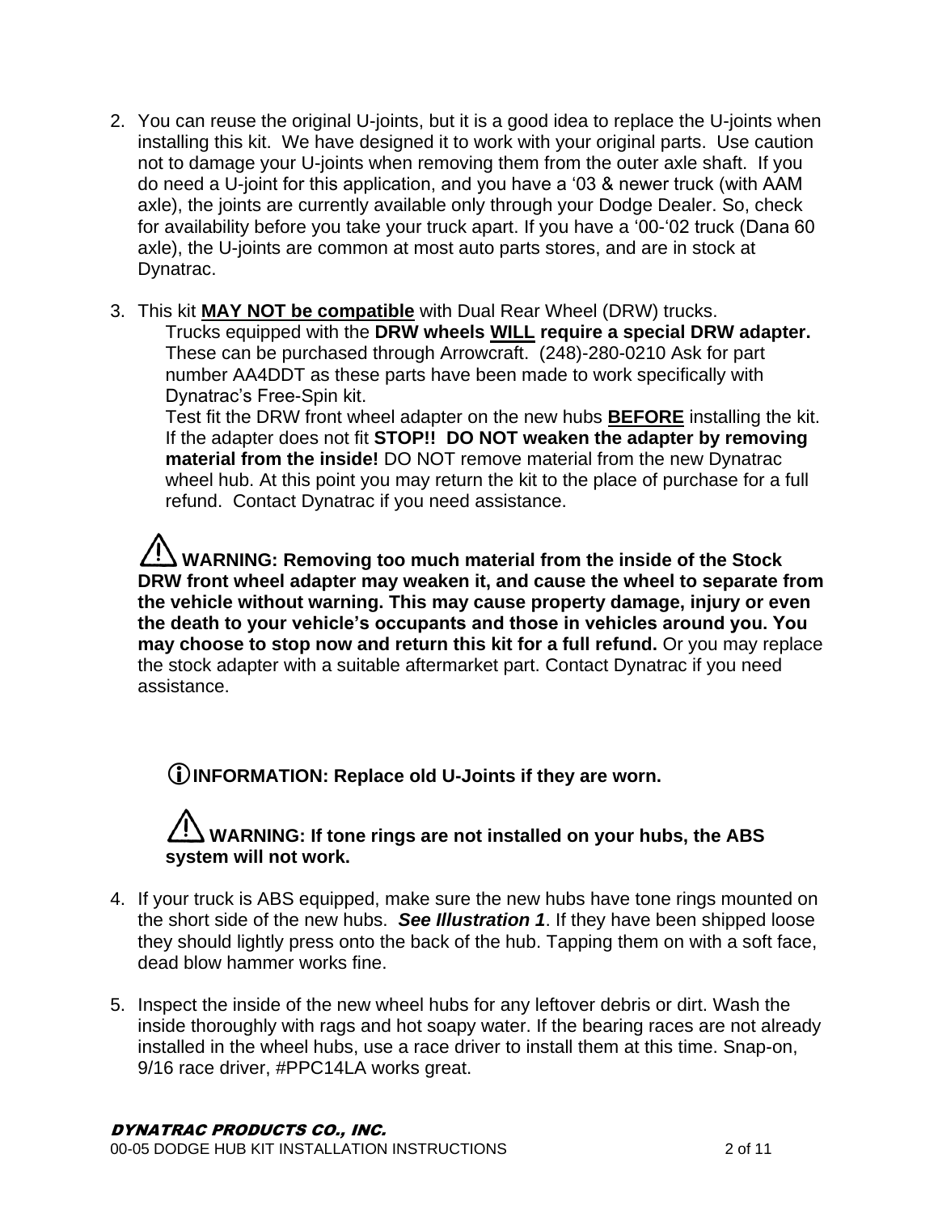2. You can reuse the original U-joints, but it is a good idea to replace the U-joints when installing this kit. We have designed it to work with your original parts. Use caution not to damage your U-joints when removing them from the outer axle shaft. If you do need a U-joint for this application, and you have a ‘03 & newer truck (with AAM axle), the joints are currently available only through your Dodge Dealer. So, check for availability before you take your truck apart. If you have a ‘00-‘02 truck (Dana 60 axle), the U-joints are common at most auto parts stores, and are in stock at Dynatrac.

3. This kit **MAY NOT be compatible** with Dual Rear Wheel (DRW) trucks.
   Trucks equipped with the **DRW wheels WILL require a special DRW adapter.** These can be purchased through Arrowcraft. (248)-280-0210 Ask for part number AA4DDT as these parts have been made to work specifically with Dynatrac’s Free-Spin kit.
   Test fit the DRW front wheel adapter on the new hubs **BEFORE** installing the kit. If the adapter does not fit **STOP!! DO NOT weaken the adapter by removing material from the inside!** DO NOT remove material from the new Dynatrac wheel hub. At this point you may return the kit to the place of purchase for a full refund. Contact Dynatrac if you need assistance.

⚠ **WARNING: Removing too much material from the inside of the Stock DRW front wheel adapter may weaken it, and cause the wheel to separate from the vehicle without warning. This may cause property damage, injury or even the death to your vehicle’s occupants and those in vehicles around you. You may choose to stop now and return this kit for a full refund.** Or you may replace the stock adapter with a suitable aftermarket part. Contact Dynatrac if you need assistance.

ⓘ **INFORMATION: Replace old U-Joints if they are worn.**

⚠ **WARNING: If tone rings are not installed on your hubs, the ABS system will not work.**

4. If your truck is ABS equipped, make sure the new hubs have tone rings mounted on the short side of the new hubs. ***See Illustration 1***. If they have been shipped loose they should lightly press onto the back of the hub. Tapping them on with a soft face, dead blow hammer works fine.

5. Inspect the inside of the new wheel hubs for any leftover debris or dirt. Wash the inside thoroughly with rags and hot soapy water. If the bearing races are not already installed in the wheel hubs, use a race driver to install them at this time. Snap-on, 9/16 race driver, #PPC14LA works great.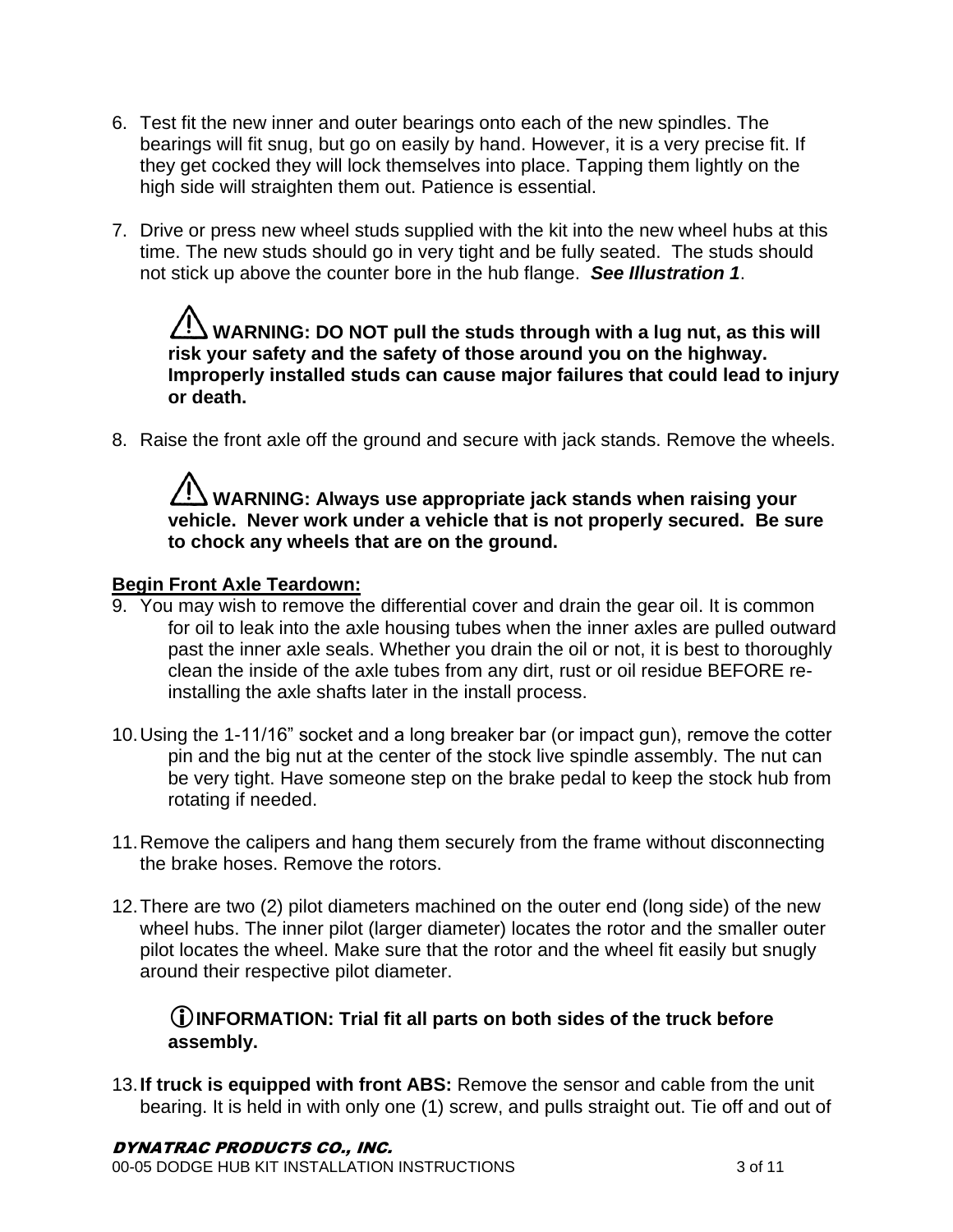6. Test fit the new inner and outer bearings onto each of the new spindles. The bearings will fit snug, but go on easily by hand. However, it is a very precise fit. If they get cocked they will lock themselves into place. Tapping them lightly on the high side will straighten them out. Patience is essential.

7. Drive or press new wheel studs supplied with the kit into the new wheel hubs at this time. The new studs should go in very tight and be fully seated. The studs should not stick up above the counter bore in the hub flange. ***See Illustration 1***.

   ⚠ **WARNING: DO NOT pull the studs through with a lug nut, as this will risk your safety and the safety of those around you on the highway. Improperly installed studs can cause major failures that could lead to injury or death.**

8. Raise the front axle off the ground and secure with jack stands. Remove the wheels.

   ⚠ **WARNING: Always use appropriate jack stands when raising your vehicle. Never work under a vehicle that is not properly secured. Be sure to chock any wheels that are on the ground.**

**Begin Front Axle Teardown:**

9. You may wish to remove the differential cover and drain the gear oil. It is common for oil to leak into the axle housing tubes when the inner axles are pulled outward past the inner axle seals. Whether you drain the oil or not, it is best to thoroughly clean the inside of the axle tubes from any dirt, rust or oil residue BEFORE re-installing the axle shafts later in the install process.

10. Using the 1-11/16" socket and a long breaker bar (or impact gun), remove the cotter pin and the big nut at the center of the stock live spindle assembly. The nut can be very tight. Have someone step on the brake pedal to keep the stock hub from rotating if needed.

11. Remove the calipers and hang them securely from the frame without disconnecting the brake hoses. Remove the rotors.

12. There are two (2) pilot diameters machined on the outer end (long side) of the new wheel hubs. The inner pilot (larger diameter) locates the rotor and the smaller outer pilot locates the wheel. Make sure that the rotor and the wheel fit easily but snugly around their respective pilot diameter.

    ⓘ **INFORMATION: Trial fit all parts on both sides of the truck before assembly.**

13. **If truck is equipped with front ABS:** Remove the sensor and cable from the unit bearing. It is held in with only one (1) screw, and pulls straight out. Tie off and out of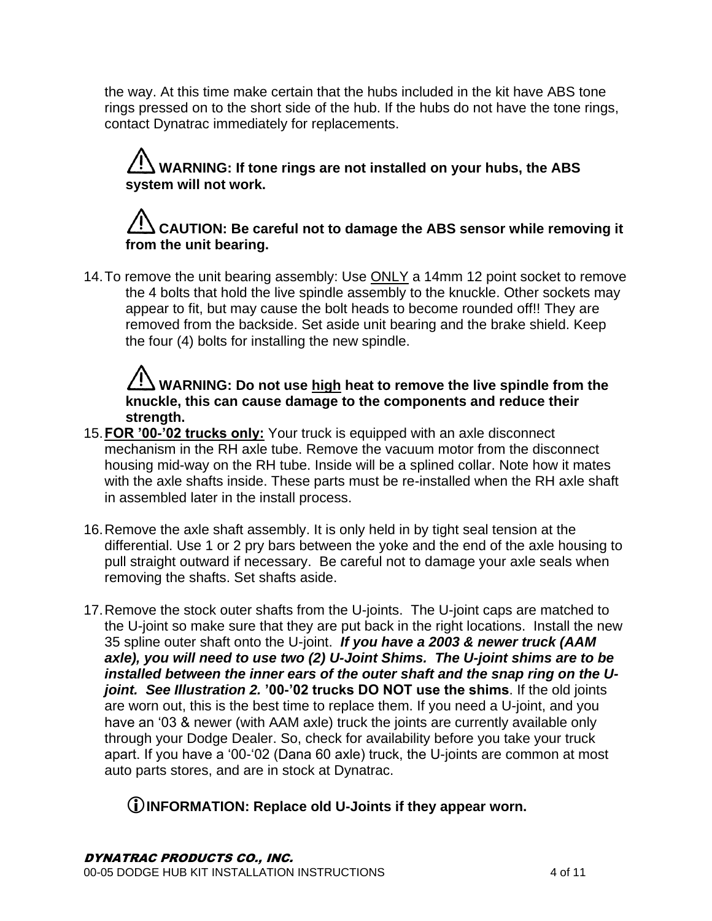the way. At this time make certain that the hubs included in the kit have ABS tone rings pressed on to the short side of the hub. If the hubs do not have the tone rings, contact Dynatrac immediately for replacements.

> ⚠ **WARNING: If tone rings are not installed on your hubs, the ABS system will not work.**

> ⚠ **CAUTION: Be careful not to damage the ABS sensor while removing it from the unit bearing.**

14. To remove the unit bearing assembly: Use <u>ONLY</u> a 14mm 12 point socket to remove the 4 bolts that hold the live spindle assembly to the knuckle. Other sockets may appear to fit, but may cause the bolt heads to become rounded off!! They are removed from the backside. Set aside unit bearing and the brake shield. Keep the four (4) bolts for installing the new spindle.

> ⚠ **WARNING: Do not use <u>high</u> heat to remove the live spindle from the knuckle, this can cause damage to the components and reduce their strength.**

15. **<u>FOR '00-'02 trucks only:</u>** Your truck is equipped with an axle disconnect mechanism in the RH axle tube. Remove the vacuum motor from the disconnect housing mid-way on the RH tube. Inside will be a splined collar. Note how it mates with the axle shafts inside. These parts must be re-installed when the RH axle shaft in assembled later in the install process.

16. Remove the axle shaft assembly. It is only held in by tight seal tension at the differential. Use 1 or 2 pry bars between the yoke and the end of the axle housing to pull straight outward if necessary. Be careful not to damage your axle seals when removing the shafts. Set shafts aside.

17. Remove the stock outer shafts from the U-joints. The U-joint caps are matched to the U-joint so make sure that they are put back in the right locations. Install the new 35 spline outer shaft onto the U-joint. ***If you have a 2003 & newer truck (AAM axle), you will need to use two (2) U-Joint Shims. The U-joint shims are to be installed between the inner ears of the outer shaft and the snap ring on the U-joint. See Illustration 2.*** **'00-'02 trucks DO NOT use the shims**. If the old joints are worn out, this is the best time to replace them. If you need a U-joint, and you have an '03 & newer (with AAM axle) truck the joints are currently available only through your Dodge Dealer. So, check for availability before you take your truck apart. If you have a '00-'02 (Dana 60 axle) truck, the U-joints are common at most auto parts stores, and are in stock at Dynatrac.

> ⓘ **INFORMATION: Replace old U-Joints if they appear worn.**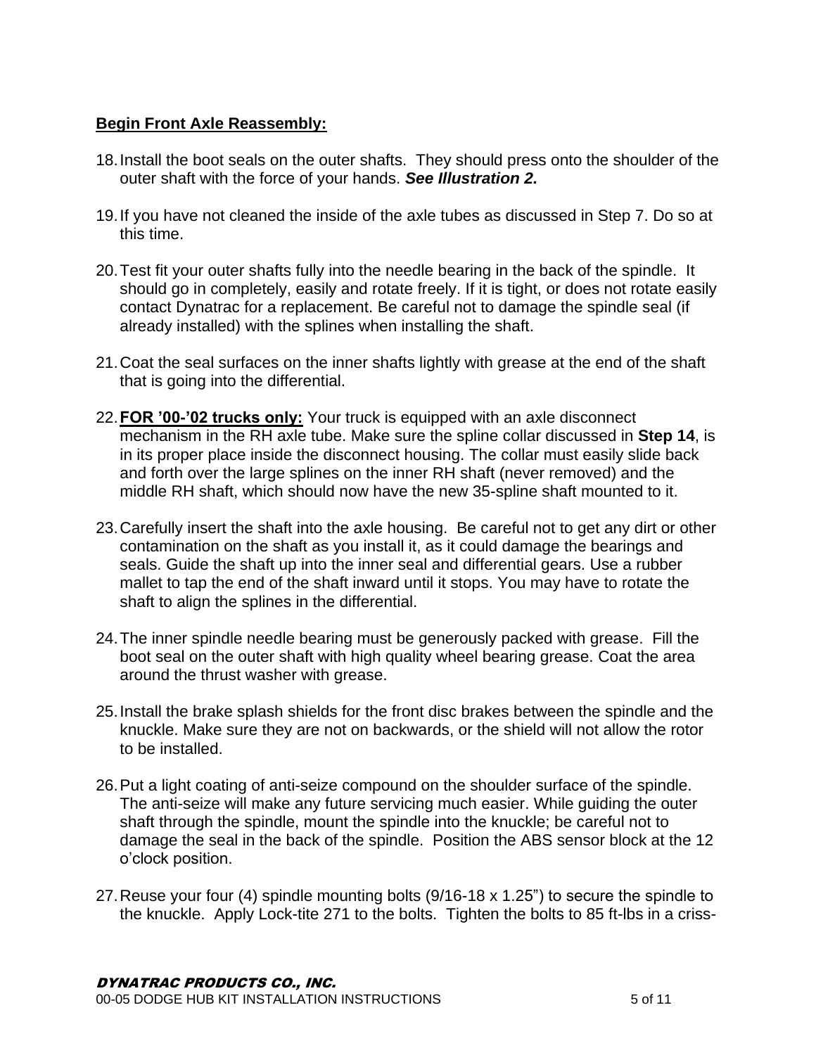**<u>Begin Front Axle Reassembly:</u>**

18. Install the boot seals on the outer shafts. They should press onto the shoulder of the outer shaft with the force of your hands. ***See Illustration 2.***

19. If you have not cleaned the inside of the axle tubes as discussed in Step 7. Do so at this time.

20. Test fit your outer shafts fully into the needle bearing in the back of the spindle. It should go in completely, easily and rotate freely. If it is tight, or does not rotate easily contact Dynatrac for a replacement. Be careful not to damage the spindle seal (if already installed) with the splines when installing the shaft.

21. Coat the seal surfaces on the inner shafts lightly with grease at the end of the shaft that is going into the differential.

22. **<u>FOR '00-'02 trucks only:</u>** Your truck is equipped with an axle disconnect mechanism in the RH axle tube. Make sure the spline collar discussed in **Step 14**, is in its proper place inside the disconnect housing. The collar must easily slide back and forth over the large splines on the inner RH shaft (never removed) and the middle RH shaft, which should now have the new 35-spline shaft mounted to it.

23. Carefully insert the shaft into the axle housing. Be careful not to get any dirt or other contamination on the shaft as you install it, as it could damage the bearings and seals. Guide the shaft up into the inner seal and differential gears. Use a rubber mallet to tap the end of the shaft inward until it stops. You may have to rotate the shaft to align the splines in the differential.

24. The inner spindle needle bearing must be generously packed with grease. Fill the boot seal on the outer shaft with high quality wheel bearing grease. Coat the area around the thrust washer with grease.

25. Install the brake splash shields for the front disc brakes between the spindle and the knuckle. Make sure they are not on backwards, or the shield will not allow the rotor to be installed.

26. Put a light coating of anti-seize compound on the shoulder surface of the spindle. The anti-seize will make any future servicing much easier. While guiding the outer shaft through the spindle, mount the spindle into the knuckle; be careful not to damage the seal in the back of the spindle. Position the ABS sensor block at the 12 o'clock position.

27. Reuse your four (4) spindle mounting bolts (9/16-18 x 1.25") to secure the spindle to the knuckle. Apply Lock-tite 271 to the bolts. Tighten the bolts to 85 ft-lbs in a criss-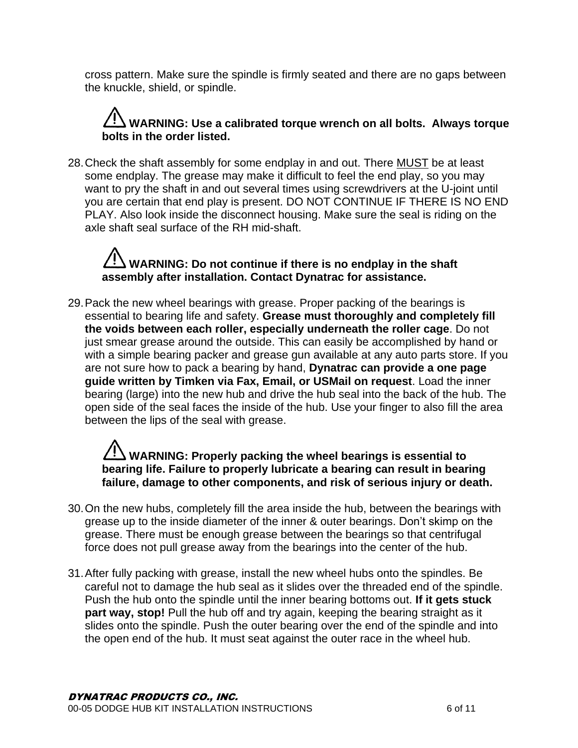cross pattern. Make sure the spindle is firmly seated and there are no gaps between the knuckle, shield, or spindle.

> ⚠ **WARNING: Use a calibrated torque wrench on all bolts. Always torque bolts in the order listed.**

28. Check the shaft assembly for some endplay in and out. There MUST be at least some endplay. The grease may make it difficult to feel the end play, so you may want to pry the shaft in and out several times using screwdrivers at the U-joint until you are certain that end play is present. DO NOT CONTINUE IF THERE IS NO END PLAY. Also look inside the disconnect housing. Make sure the seal is riding on the axle shaft seal surface of the RH mid-shaft.

> ⚠ **WARNING: Do not continue if there is no endplay in the shaft assembly after installation. Contact Dynatrac for assistance.**

29. Pack the new wheel bearings with grease. Proper packing of the bearings is essential to bearing life and safety. **Grease must thoroughly and completely fill the voids between each roller, especially underneath the roller cage**. Do not just smear grease around the outside. This can easily be accomplished by hand or with a simple bearing packer and grease gun available at any auto parts store. If you are not sure how to pack a bearing by hand, **Dynatrac can provide a one page guide written by Timken via Fax, Email, or USMail on request**. Load the inner bearing (large) into the new hub and drive the hub seal into the back of the hub. The open side of the seal faces the inside of the hub. Use your finger to also fill the area between the lips of the seal with grease.

> ⚠ **WARNING: Properly packing the wheel bearings is essential to bearing life. Failure to properly lubricate a bearing can result in bearing failure, damage to other components, and risk of serious injury or death.**

30. On the new hubs, completely fill the area inside the hub, between the bearings with grease up to the inside diameter of the inner & outer bearings. Don't skimp on the grease. There must be enough grease between the bearings so that centrifugal force does not pull grease away from the bearings into the center of the hub.

31. After fully packing with grease, install the new wheel hubs onto the spindles. Be careful not to damage the hub seal as it slides over the threaded end of the spindle. Push the hub onto the spindle until the inner bearing bottoms out. **If it gets stuck part way, stop!** Pull the hub off and try again, keeping the bearing straight as it slides onto the spindle. Push the outer bearing over the end of the spindle and into the open end of the hub. It must seat against the outer race in the wheel hub.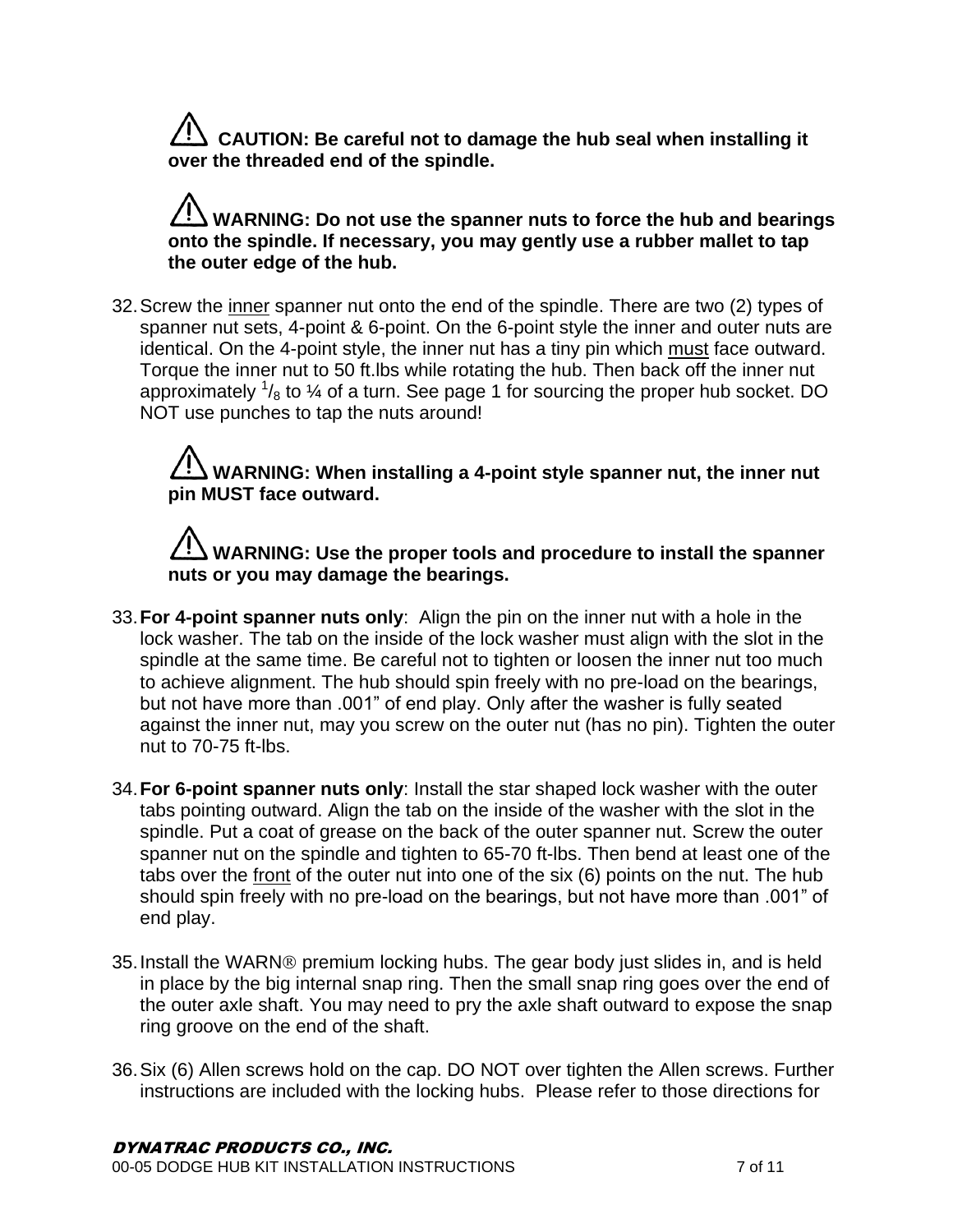⚠ **CAUTION: Be careful not to damage the hub seal when installing it over the threaded end of the spindle.**

⚠ **WARNING: Do not use the spanner nuts to force the hub and bearings onto the spindle. If necessary, you may gently use a rubber mallet to tap the outer edge of the hub.**

32. Screw the inner spanner nut onto the end of the spindle. There are two (2) types of spanner nut sets, 4-point & 6-point. On the 6-point style the inner and outer nuts are identical. On the 4-point style, the inner nut has a tiny pin which must face outward. Torque the inner nut to 50 ft.lbs while rotating the hub. Then back off the inner nut approximately $^1/_8$ to ¼ of a turn. See page 1 for sourcing the proper hub socket. DO NOT use punches to tap the nuts around!

⚠ **WARNING: When installing a 4-point style spanner nut, the inner nut pin MUST face outward.**

⚠ **WARNING: Use the proper tools and procedure to install the spanner nuts or you may damage the bearings.**

33. **For 4-point spanner nuts only**: Align the pin on the inner nut with a hole in the lock washer. The tab on the inside of the lock washer must align with the slot in the spindle at the same time. Be careful not to tighten or loosen the inner nut too much to achieve alignment. The hub should spin freely with no pre-load on the bearings, but not have more than .001" of end play. Only after the washer is fully seated against the inner nut, may you screw on the outer nut (has no pin). Tighten the outer nut to 70-75 ft-lbs.

34. **For 6-point spanner nuts only**: Install the star shaped lock washer with the outer tabs pointing outward. Align the tab on the inside of the washer with the slot in the spindle. Put a coat of grease on the back of the outer spanner nut. Screw the outer spanner nut on the spindle and tighten to 65-70 ft-lbs. Then bend at least one of the tabs over the front of the outer nut into one of the six (6) points on the nut. The hub should spin freely with no pre-load on the bearings, but not have more than .001" of end play.

35. Install the WARN® premium locking hubs. The gear body just slides in, and is held in place by the big internal snap ring. Then the small snap ring goes over the end of the outer axle shaft. You may need to pry the axle shaft outward to expose the snap ring groove on the end of the shaft.

36. Six (6) Allen screws hold on the cap. DO NOT over tighten the Allen screws. Further instructions are included with the locking hubs. Please refer to those directions for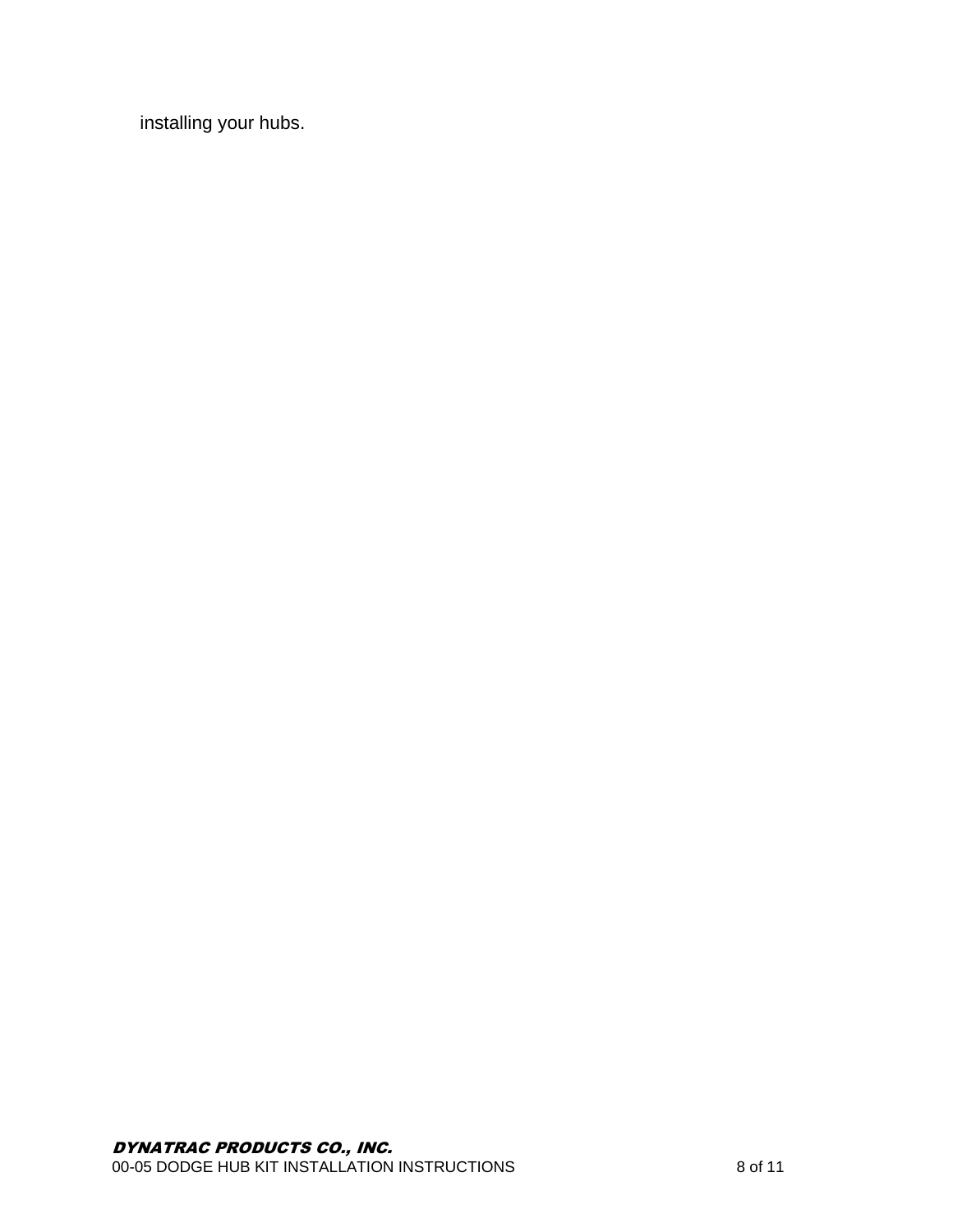installing your hubs.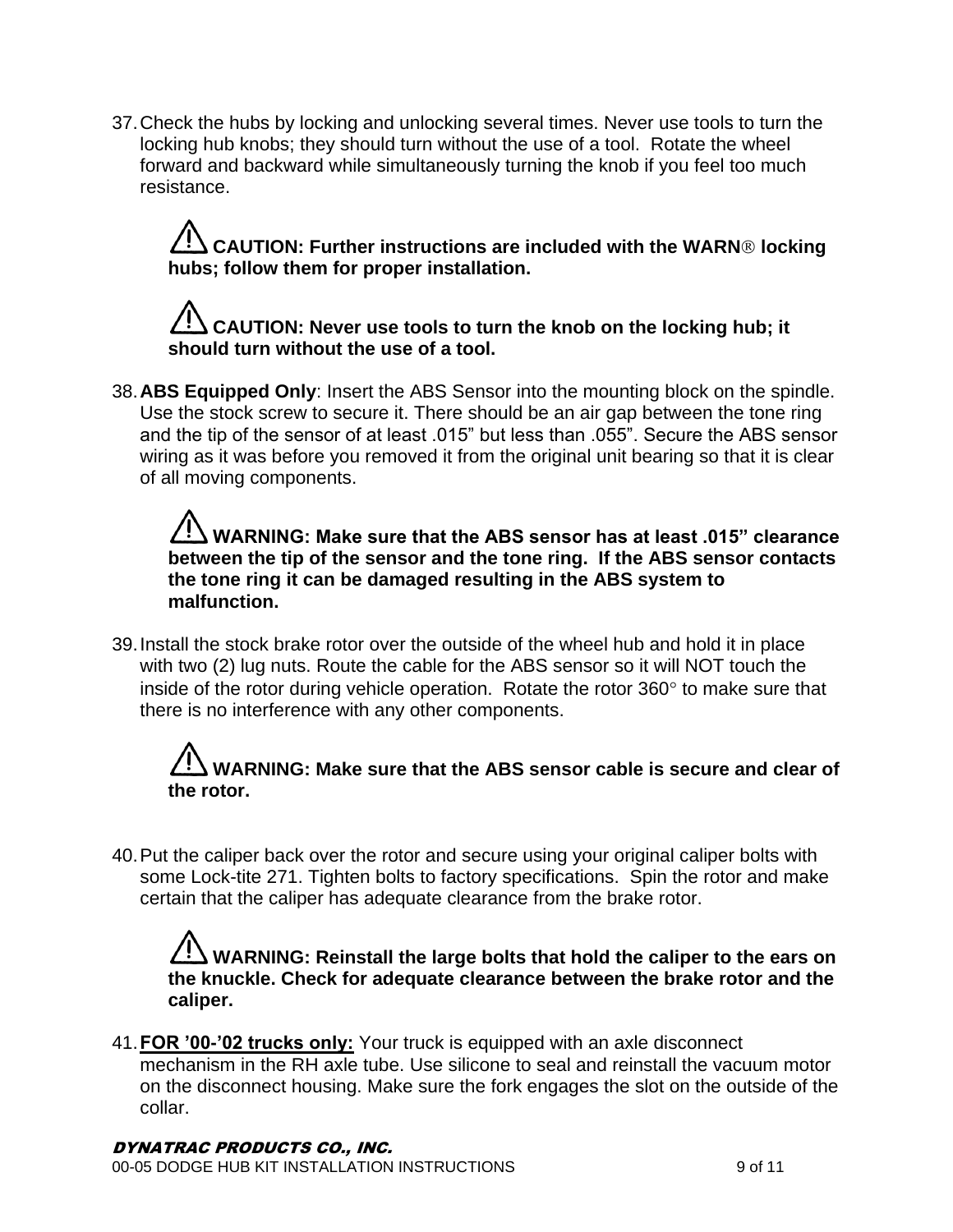37. Check the hubs by locking and unlocking several times. Never use tools to turn the locking hub knobs; they should turn without the use of a tool. Rotate the wheel forward and backward while simultaneously turning the knob if you feel too much resistance.

    ⚠ **CAUTION: Further instructions are included with the WARN® locking hubs; follow them for proper installation.**

    ⚠ **CAUTION: Never use tools to turn the knob on the locking hub; it should turn without the use of a tool.**

38. **ABS Equipped Only**: Insert the ABS Sensor into the mounting block on the spindle. Use the stock screw to secure it. There should be an air gap between the tone ring and the tip of the sensor of at least .015" but less than .055". Secure the ABS sensor wiring as it was before you removed it from the original unit bearing so that it is clear of all moving components.

    ⚠ **WARNING: Make sure that the ABS sensor has at least .015" clearance between the tip of the sensor and the tone ring. If the ABS sensor contacts the tone ring it can be damaged resulting in the ABS system to malfunction.**

39. Install the stock brake rotor over the outside of the wheel hub and hold it in place with two (2) lug nuts. Route the cable for the ABS sensor so it will NOT touch the inside of the rotor during vehicle operation. Rotate the rotor 360° to make sure that there is no interference with any other components.

    ⚠ **WARNING: Make sure that the ABS sensor cable is secure and clear of the rotor.**

40. Put the caliper back over the rotor and secure using your original caliper bolts with some Lock-tite 271. Tighten bolts to factory specifications. Spin the rotor and make certain that the caliper has adequate clearance from the brake rotor.

    ⚠ **WARNING: Reinstall the large bolts that hold the caliper to the ears on the knuckle. Check for adequate clearance between the brake rotor and the caliper.**

41. **<u>FOR '00-'02 trucks only:</u>** Your truck is equipped with an axle disconnect mechanism in the RH axle tube. Use silicone to seal and reinstall the vacuum motor on the disconnect housing. Make sure the fork engages the slot on the outside of the collar.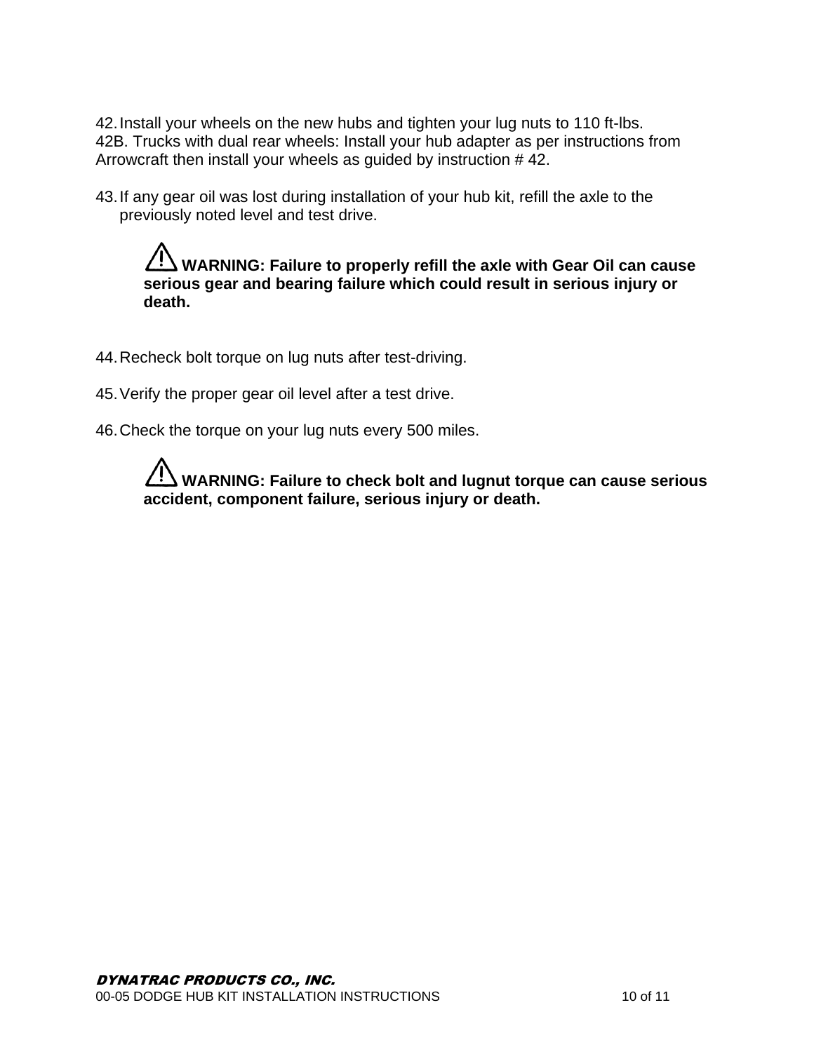42. Install your wheels on the new hubs and tighten your lug nuts to 110 ft-lbs.
42B. Trucks with dual rear wheels: Install your hub adapter as per instructions from Arrowcraft then install your wheels as guided by instruction # 42.

43. If any gear oil was lost during installation of your hub kit, refill the axle to the previously noted level and test drive.

> ⚠ **WARNING: Failure to properly refill the axle with Gear Oil can cause serious gear and bearing failure which could result in serious injury or death.**

44. Recheck bolt torque on lug nuts after test-driving.

45. Verify the proper gear oil level after a test drive.

46. Check the torque on your lug nuts every 500 miles.

> ⚠ **WARNING: Failure to check bolt and lugnut torque can cause serious accident, component failure, serious injury or death.**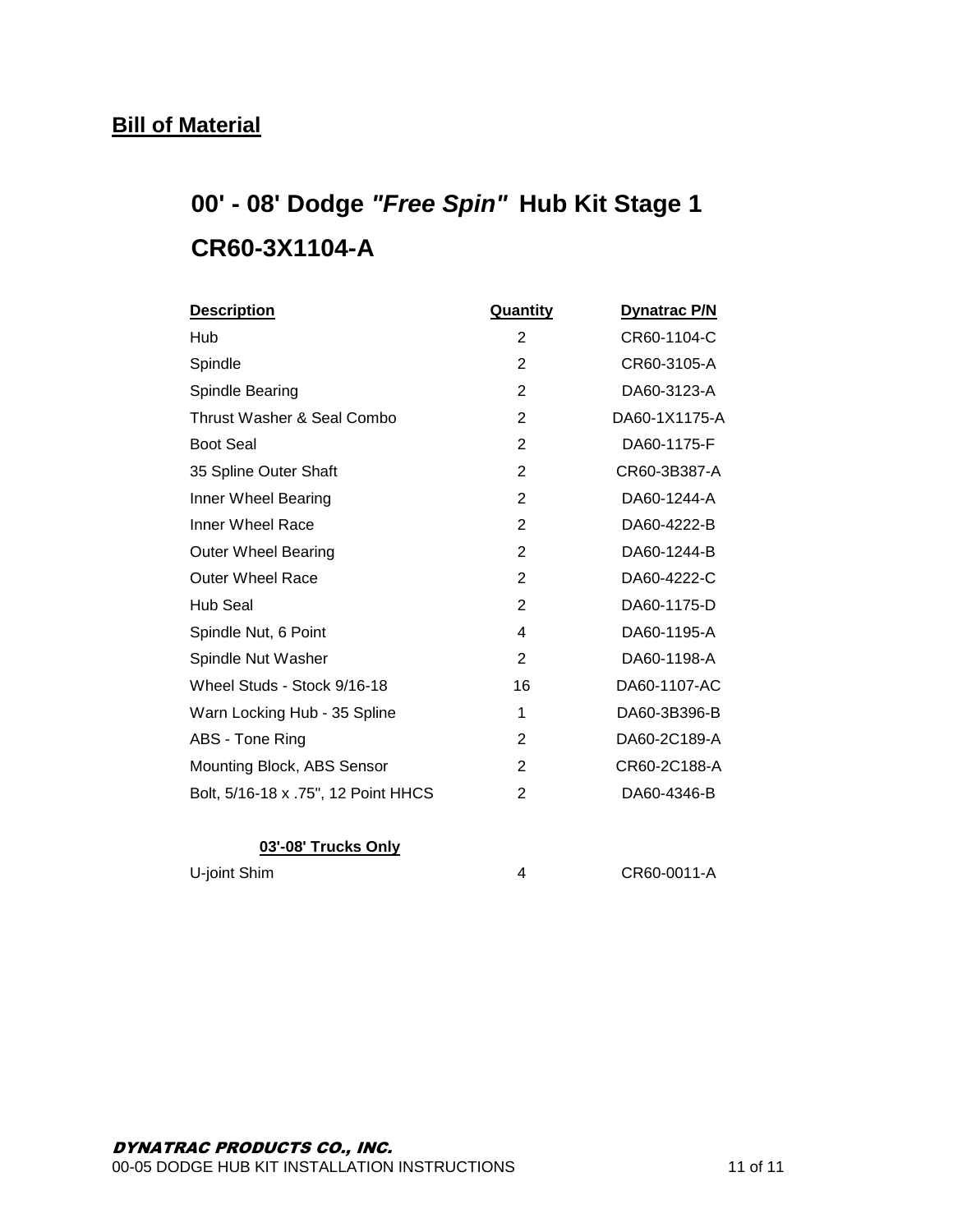## Bill of Material

# 00' - 08' Dodge *"Free Spin"* Hub Kit Stage 1

# CR60-3X1104-A

| Description | Quantity | Dynatrac P/N |
| --- | --- | --- |
| Hub | 2 | CR60-1104-C |
| Spindle | 2 | CR60-3105-A |
| Spindle Bearing | 2 | DA60-3123-A |
| Thrust Washer & Seal Combo | 2 | DA60-1X1175-A |
| Boot Seal | 2 | DA60-1175-F |
| 35 Spline Outer Shaft | 2 | CR60-3B387-A |
| Inner Wheel Bearing | 2 | DA60-1244-A |
| Inner Wheel Race | 2 | DA60-4222-B |
| Outer Wheel Bearing | 2 | DA60-1244-B |
| Outer Wheel Race | 2 | DA60-4222-C |
| Hub Seal | 2 | DA60-1175-D |
| Spindle Nut, 6 Point | 4 | DA60-1195-A |
| Spindle Nut Washer | 2 | DA60-1198-A |
| Wheel Studs - Stock 9/16-18 | 16 | DA60-1107-AC |
| Warn Locking Hub - 35 Spline | 1 | DA60-3B396-B |
| ABS - Tone Ring | 2 | DA60-2C189-A |
| Mounting Block, ABS Sensor | 2 | CR60-2C188-A |
| Bolt, 5/16-18 x .75", 12 Point HHCS | 2 | DA60-4346-B |
| **03'-08' Trucks Only** | | |
| U-joint Shim | 4 | CR60-0011-A |